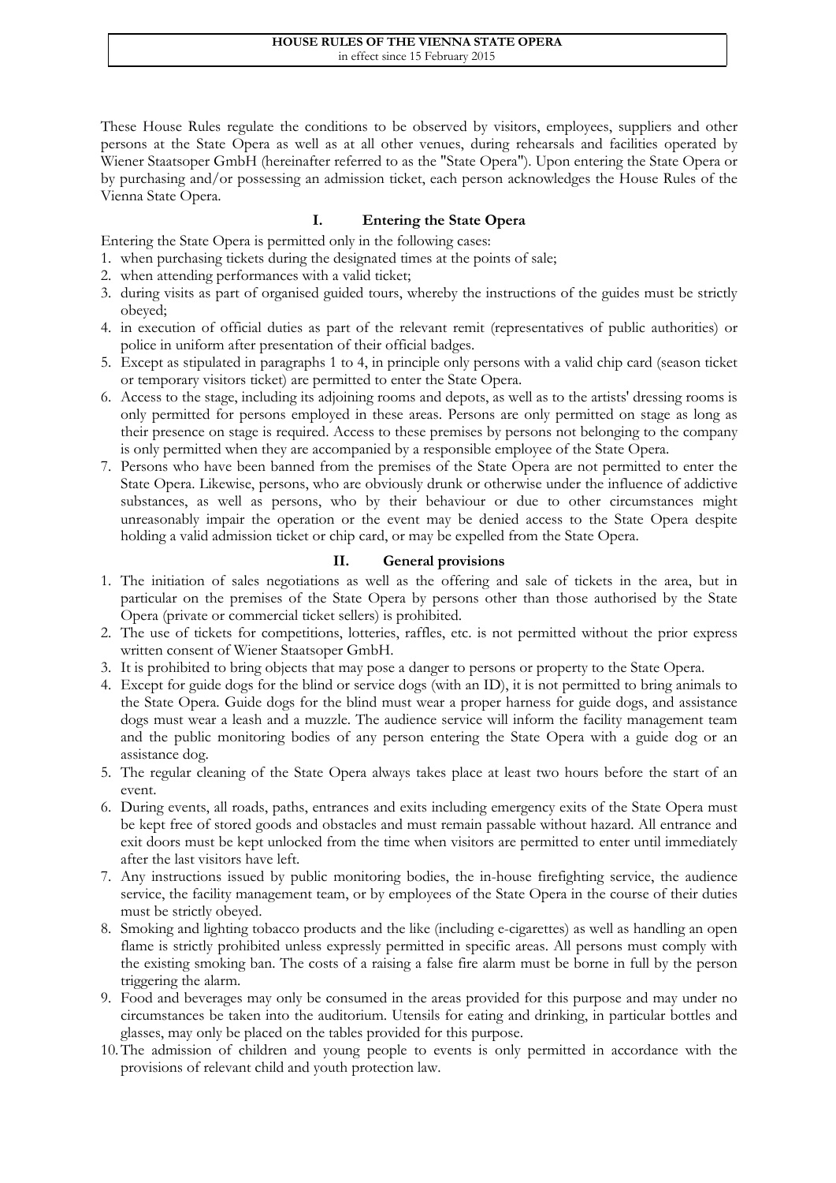# HOUSE RULES OF THE VIENNA STATE OPERA

in effect since 15 February 2015

These House Rules regulate the conditions to be observed by visitors, employees, suppliers and other persons at the State Opera as well as at all other venues, during rehearsals and facilities operated by Wiener Staatsoper GmbH (hereinafter referred to as the "State Opera"). Upon entering the State Opera or by purchasing and/or possessing an admission ticket, each person acknowledges the House Rules of the Vienna State Opera.

## I. Entering the State Opera

Entering the State Opera is permitted only in the following cases:

1. when purchasing tickets during the designated times at the points of sale;
2. when attending performances with a valid ticket;
3. during visits as part of organised guided tours, whereby the instructions of the guides must be strictly obeyed;
4. in execution of official duties as part of the relevant remit (representatives of public authorities) or police in uniform after presentation of their official badges.
5. Except as stipulated in paragraphs 1 to 4, in principle only persons with a valid chip card (season ticket or temporary visitors ticket) are permitted to enter the State Opera.
6. Access to the stage, including its adjoining rooms and depots, as well as to the artists' dressing rooms is only permitted for persons employed in these areas. Persons are only permitted on stage as long as their presence on stage is required. Access to these premises by persons not belonging to the company is only permitted when they are accompanied by a responsible employee of the State Opera.
7. Persons who have been banned from the premises of the State Opera are not permitted to enter the State Opera. Likewise, persons, who are obviously drunk or otherwise under the influence of addictive substances, as well as persons, who by their behaviour or due to other circumstances might unreasonably impair the operation or the event may be denied access to the State Opera despite holding a valid admission ticket or chip card, or may be expelled from the State Opera.

## II. General provisions

1. The initiation of sales negotiations as well as the offering and sale of tickets in the area, but in particular on the premises of the State Opera by persons other than those authorised by the State Opera (private or commercial ticket sellers) is prohibited.
2. The use of tickets for competitions, lotteries, raffles, etc. is not permitted without the prior express written consent of Wiener Staatsoper GmbH.
3. It is prohibited to bring objects that may pose a danger to persons or property to the State Opera.
4. Except for guide dogs for the blind or service dogs (with an ID), it is not permitted to bring animals to the State Opera. Guide dogs for the blind must wear a proper harness for guide dogs, and assistance dogs must wear a leash and a muzzle. The audience service will inform the facility management team and the public monitoring bodies of any person entering the State Opera with a guide dog or an assistance dog.
5. The regular cleaning of the State Opera always takes place at least two hours before the start of an event.
6. During events, all roads, paths, entrances and exits including emergency exits of the State Opera must be kept free of stored goods and obstacles and must remain passable without hazard. All entrance and exit doors must be kept unlocked from the time when visitors are permitted to enter until immediately after the last visitors have left.
7. Any instructions issued by public monitoring bodies, the in-house firefighting service, the audience service, the facility management team, or by employees of the State Opera in the course of their duties must be strictly obeyed.
8. Smoking and lighting tobacco products and the like (including e-cigarettes) as well as handling an open flame is strictly prohibited unless expressly permitted in specific areas. All persons must comply with the existing smoking ban. The costs of a raising a false fire alarm must be borne in full by the person triggering the alarm.
9. Food and beverages may only be consumed in the areas provided for this purpose and may under no circumstances be taken into the auditorium. Utensils for eating and drinking, in particular bottles and glasses, may only be placed on the tables provided for this purpose.
10. The admission of children and young people to events is only permitted in accordance with the provisions of relevant child and youth protection law.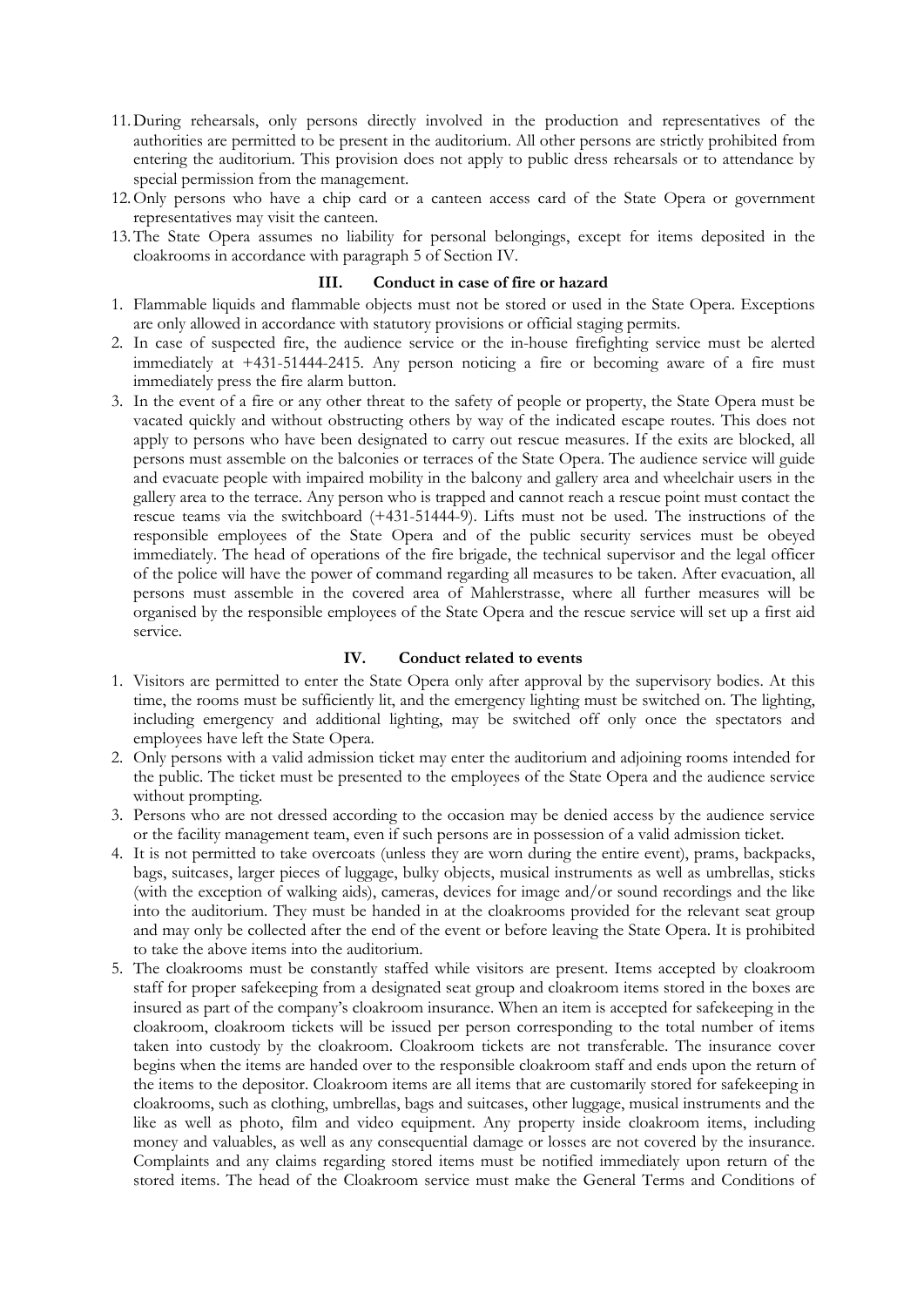11. During rehearsals, only persons directly involved in the production and representatives of the authorities are permitted to be present in the auditorium. All other persons are strictly prohibited from entering the auditorium. This provision does not apply to public dress rehearsals or to attendance by special permission from the management.
12. Only persons who have a chip card or a canteen access card of the State Opera or government representatives may visit the canteen.
13. The State Opera assumes no liability for personal belongings, except for items deposited in the cloakrooms in accordance with paragraph 5 of Section IV.

## III. Conduct in case of fire or hazard

1. Flammable liquids and flammable objects must not be stored or used in the State Opera. Exceptions are only allowed in accordance with statutory provisions or official staging permits.
2. In case of suspected fire, the audience service or the in-house firefighting service must be alerted immediately at +431-51444-2415. Any person noticing a fire or becoming aware of a fire must immediately press the fire alarm button.
3. In the event of a fire or any other threat to the safety of people or property, the State Opera must be vacated quickly and without obstructing others by way of the indicated escape routes. This does not apply to persons who have been designated to carry out rescue measures. If the exits are blocked, all persons must assemble on the balconies or terraces of the State Opera. The audience service will guide and evacuate people with impaired mobility in the balcony and gallery area and wheelchair users in the gallery area to the terrace. Any person who is trapped and cannot reach a rescue point must contact the rescue teams via the switchboard (+431-51444-9). Lifts must not be used. The instructions of the responsible employees of the State Opera and of the public security services must be obeyed immediately. The head of operations of the fire brigade, the technical supervisor and the legal officer of the police will have the power of command regarding all measures to be taken. After evacuation, all persons must assemble in the covered area of Mahlerstrasse, where all further measures will be organised by the responsible employees of the State Opera and the rescue service will set up a first aid service.

## IV. Conduct related to events

1. Visitors are permitted to enter the State Opera only after approval by the supervisory bodies. At this time, the rooms must be sufficiently lit, and the emergency lighting must be switched on. The lighting, including emergency and additional lighting, may be switched off only once the spectators and employees have left the State Opera.
2. Only persons with a valid admission ticket may enter the auditorium and adjoining rooms intended for the public. The ticket must be presented to the employees of the State Opera and the audience service without prompting.
3. Persons who are not dressed according to the occasion may be denied access by the audience service or the facility management team, even if such persons are in possession of a valid admission ticket.
4. It is not permitted to take overcoats (unless they are worn during the entire event), prams, backpacks, bags, suitcases, larger pieces of luggage, bulky objects, musical instruments as well as umbrellas, sticks (with the exception of walking aids), cameras, devices for image and/or sound recordings and the like into the auditorium. They must be handed in at the cloakrooms provided for the relevant seat group and may only be collected after the end of the event or before leaving the State Opera. It is prohibited to take the above items into the auditorium.
5. The cloakrooms must be constantly staffed while visitors are present. Items accepted by cloakroom staff for proper safekeeping from a designated seat group and cloakroom items stored in the boxes are insured as part of the company's cloakroom insurance. When an item is accepted for safekeeping in the cloakroom, cloakroom tickets will be issued per person corresponding to the total number of items taken into custody by the cloakroom. Cloakroom tickets are not transferable. The insurance cover begins when the items are handed over to the responsible cloakroom staff and ends upon the return of the items to the depositor. Cloakroom items are all items that are customarily stored for safekeeping in cloakrooms, such as clothing, umbrellas, bags and suitcases, other luggage, musical instruments and the like as well as photo, film and video equipment. Any property inside cloakroom items, including money and valuables, as well as any consequential damage or losses are not covered by the insurance. Complaints and any claims regarding stored items must be notified immediately upon return of the stored items. The head of the Cloakroom service must make the General Terms and Conditions of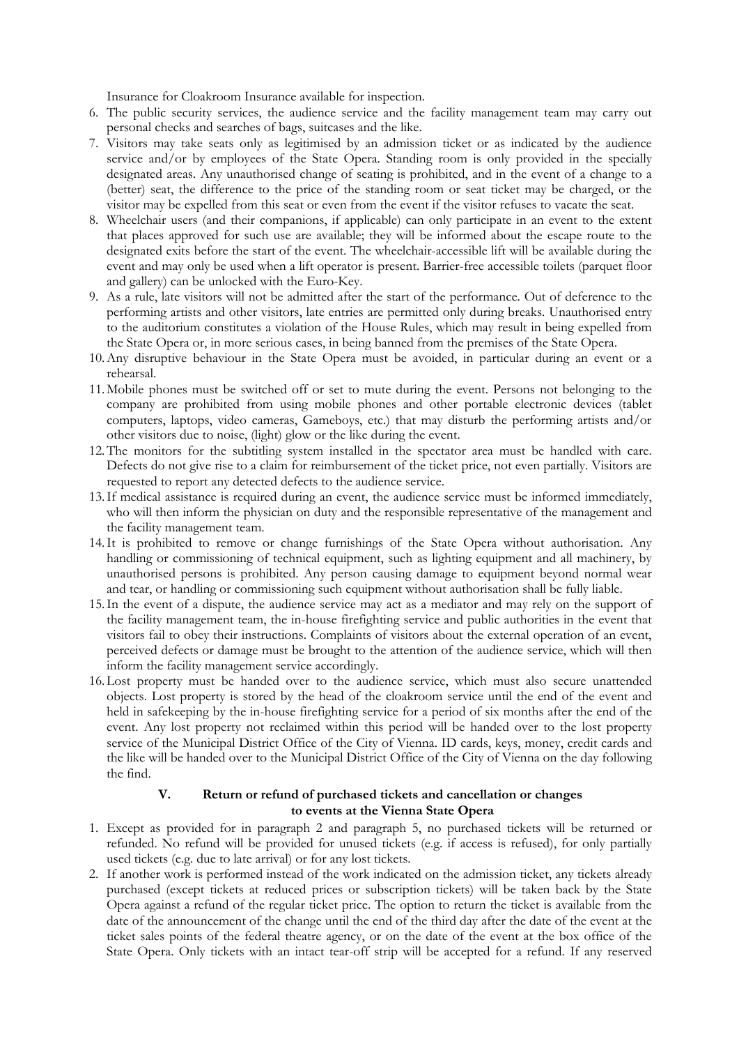Insurance for Cloakroom Insurance available for inspection.

6. The public security services, the audience service and the facility management team may carry out personal checks and searches of bags, suitcases and the like.
7. Visitors may take seats only as legitimised by an admission ticket or as indicated by the audience service and/or by employees of the State Opera. Standing room is only provided in the specially designated areas. Any unauthorised change of seating is prohibited, and in the event of a change to a (better) seat, the difference to the price of the standing room or seat ticket may be charged, or the visitor may be expelled from this seat or even from the event if the visitor refuses to vacate the seat.
8. Wheelchair users (and their companions, if applicable) can only participate in an event to the extent that places approved for such use are available; they will be informed about the escape route to the designated exits before the start of the event. The wheelchair-accessible lift will be available during the event and may only be used when a lift operator is present. Barrier-free accessible toilets (parquet floor and gallery) can be unlocked with the Euro-Key.
9. As a rule, late visitors will not be admitted after the start of the performance. Out of deference to the performing artists and other visitors, late entries are permitted only during breaks. Unauthorised entry to the auditorium constitutes a violation of the House Rules, which may result in being expelled from the State Opera or, in more serious cases, in being banned from the premises of the State Opera.
10. Any disruptive behaviour in the State Opera must be avoided, in particular during an event or a rehearsal.
11. Mobile phones must be switched off or set to mute during the event. Persons not belonging to the company are prohibited from using mobile phones and other portable electronic devices (tablet computers, laptops, video cameras, Gameboys, etc.) that may disturb the performing artists and/or other visitors due to noise, (light) glow or the like during the event.
12. The monitors for the subtitling system installed in the spectator area must be handled with care. Defects do not give rise to a claim for reimbursement of the ticket price, not even partially. Visitors are requested to report any detected defects to the audience service.
13. If medical assistance is required during an event, the audience service must be informed immediately, who will then inform the physician on duty and the responsible representative of the management and the facility management team.
14. It is prohibited to remove or change furnishings of the State Opera without authorisation. Any handling or commissioning of technical equipment, such as lighting equipment and all machinery, by unauthorised persons is prohibited. Any person causing damage to equipment beyond normal wear and tear, or handling or commissioning such equipment without authorisation shall be fully liable.
15. In the event of a dispute, the audience service may act as a mediator and may rely on the support of the facility management team, the in-house firefighting service and public authorities in the event that visitors fail to obey their instructions. Complaints of visitors about the external operation of an event, perceived defects or damage must be brought to the attention of the audience service, which will then inform the facility management service accordingly.
16. Lost property must be handed over to the audience service, which must also secure unattended objects. Lost property is stored by the head of the cloakroom service until the end of the event and held in safekeeping by the in-house firefighting service for a period of six months after the end of the event. Any lost property not reclaimed within this period will be handed over to the lost property service of the Municipal District Office of the City of Vienna. ID cards, keys, money, credit cards and the like will be handed over to the Municipal District Office of the City of Vienna on the day following the find.

## V. Return or refund of purchased tickets and cancellation or changes to events at the Vienna State Opera

1. Except as provided for in paragraph 2 and paragraph 5, no purchased tickets will be returned or refunded. No refund will be provided for unused tickets (e.g. if access is refused), for only partially used tickets (e.g. due to late arrival) or for any lost tickets.
2. If another work is performed instead of the work indicated on the admission ticket, any tickets already purchased (except tickets at reduced prices or subscription tickets) will be taken back by the State Opera against a refund of the regular ticket price. The option to return the ticket is available from the date of the announcement of the change until the end of the third day after the date of the event at the ticket sales points of the federal theatre agency, or on the date of the event at the box office of the State Opera. Only tickets with an intact tear-off strip will be accepted for a refund. If any reserved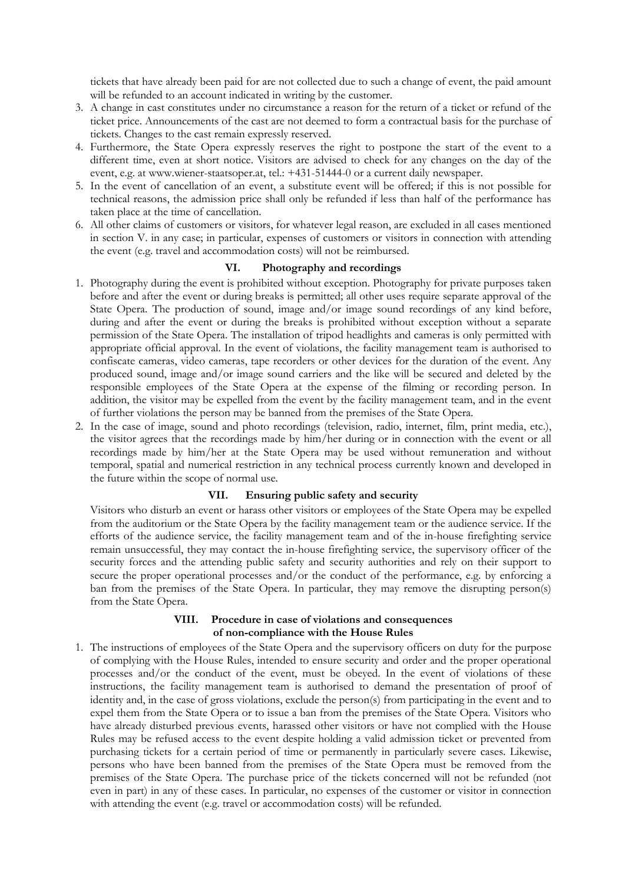tickets that have already been paid for are not collected due to such a change of event, the paid amount will be refunded to an account indicated in writing by the customer.

3. A change in cast constitutes under no circumstance a reason for the return of a ticket or refund of the ticket price. Announcements of the cast are not deemed to form a contractual basis for the purchase of tickets. Changes to the cast remain expressly reserved.
4. Furthermore, the State Opera expressly reserves the right to postpone the start of the event to a different time, even at short notice. Visitors are advised to check for any changes on the day of the event, e.g. at www.wiener-staatsoper.at, tel.: +431-51444-0 or a current daily newspaper.
5. In the event of cancellation of an event, a substitute event will be offered; if this is not possible for technical reasons, the admission price shall only be refunded if less than half of the performance has taken place at the time of cancellation.
6. All other claims of customers or visitors, for whatever legal reason, are excluded in all cases mentioned in section V. in any case; in particular, expenses of customers or visitors in connection with attending the event (e.g. travel and accommodation costs) will not be reimbursed.

## VI. Photography and recordings

1. Photography during the event is prohibited without exception. Photography for private purposes taken before and after the event or during breaks is permitted; all other uses require separate approval of the State Opera. The production of sound, image and/or image sound recordings of any kind before, during and after the event or during the breaks is prohibited without exception without a separate permission of the State Opera. The installation of tripod headlights and cameras is only permitted with appropriate official approval. In the event of violations, the facility management team is authorised to confiscate cameras, video cameras, tape recorders or other devices for the duration of the event. Any produced sound, image and/or image sound carriers and the like will be secured and deleted by the responsible employees of the State Opera at the expense of the filming or recording person. In addition, the visitor may be expelled from the event by the facility management team, and in the event of further violations the person may be banned from the premises of the State Opera.
2. In the case of image, sound and photo recordings (television, radio, internet, film, print media, etc.), the visitor agrees that the recordings made by him/her during or in connection with the event or all recordings made by him/her at the State Opera may be used without remuneration and without temporal, spatial and numerical restriction in any technical process currently known and developed in the future within the scope of normal use.

## VII. Ensuring public safety and security

Visitors who disturb an event or harass other visitors or employees of the State Opera may be expelled from the auditorium or the State Opera by the facility management team or the audience service. If the efforts of the audience service, the facility management team and of the in-house firefighting service remain unsuccessful, they may contact the in-house firefighting service, the supervisory officer of the security forces and the attending public safety and security authorities and rely on their support to secure the proper operational processes and/or the conduct of the performance, e.g. by enforcing a ban from the premises of the State Opera. In particular, they may remove the disrupting person(s) from the State Opera.

## VIII. Procedure in case of violations and consequences of non-compliance with the House Rules

1. The instructions of employees of the State Opera and the supervisory officers on duty for the purpose of complying with the House Rules, intended to ensure security and order and the proper operational processes and/or the conduct of the event, must be obeyed. In the event of violations of these instructions, the facility management team is authorised to demand the presentation of proof of identity and, in the case of gross violations, exclude the person(s) from participating in the event and to expel them from the State Opera or to issue a ban from the premises of the State Opera. Visitors who have already disturbed previous events, harassed other visitors or have not complied with the House Rules may be refused access to the event despite holding a valid admission ticket or prevented from purchasing tickets for a certain period of time or permanently in particularly severe cases. Likewise, persons who have been banned from the premises of the State Opera must be removed from the premises of the State Opera. The purchase price of the tickets concerned will not be refunded (not even in part) in any of these cases. In particular, no expenses of the customer or visitor in connection with attending the event (e.g. travel or accommodation costs) will be refunded.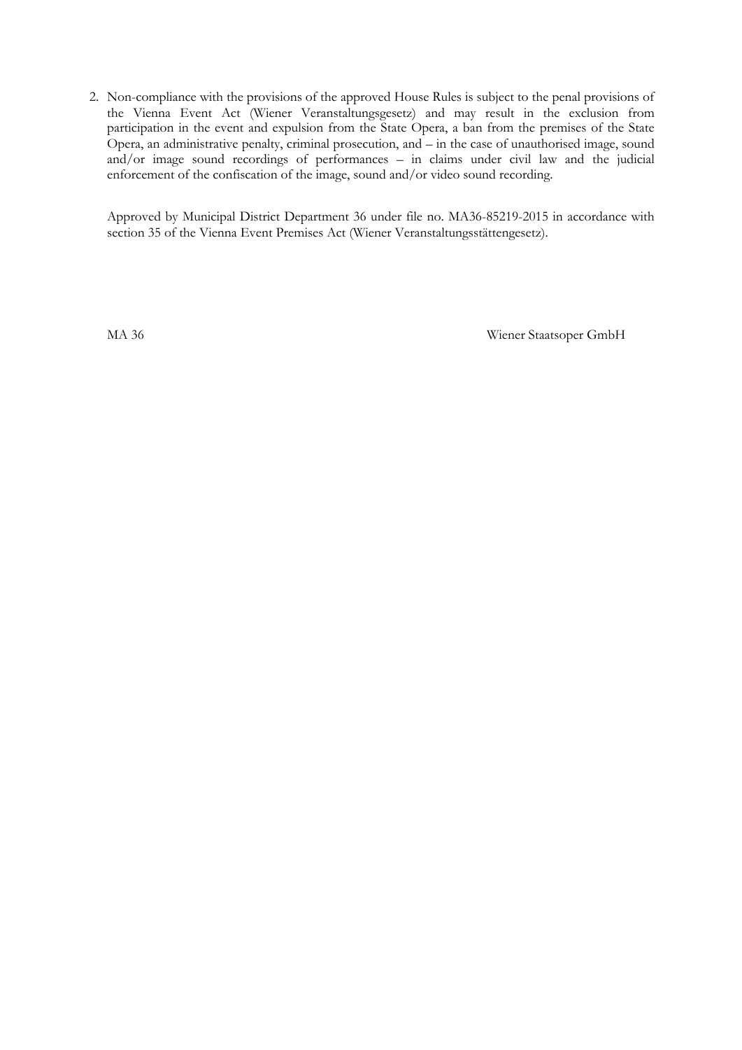2. Non-compliance with the provisions of the approved House Rules is subject to the penal provisions of the Vienna Event Act (Wiener Veranstaltungsgesetz) and may result in the exclusion from participation in the event and expulsion from the State Opera, a ban from the premises of the State Opera, an administrative penalty, criminal prosecution, and – in the case of unauthorised image, sound and/or image sound recordings of performances – in claims under civil law and the judicial enforcement of the confiscation of the image, sound and/or video sound recording.

Approved by Municipal District Department 36 under file no. MA36-85219-2015 in accordance with section 35 of the Vienna Event Premises Act (Wiener Veranstaltungsstättengesetz).

MA 36

Wiener Staatsoper GmbH